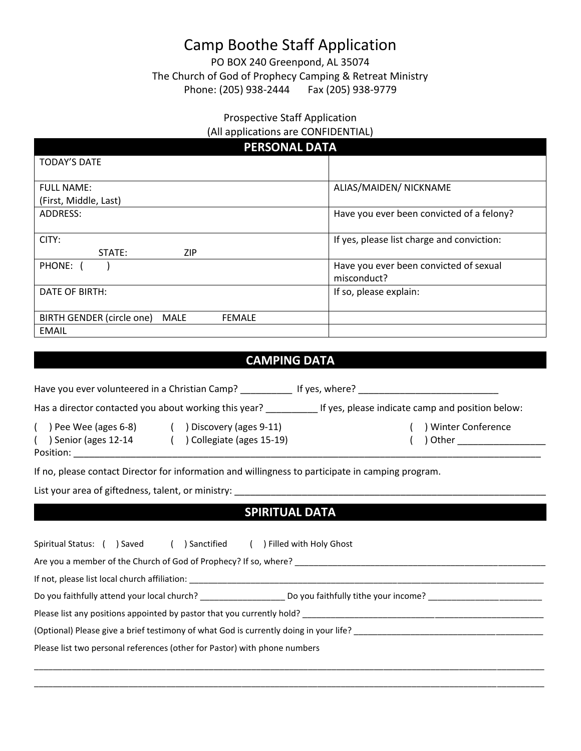# Camp Boothe Staff Application

PO BOX 240 Greenpond, AL 35074
The Church of God of Prophecy Camping & Retreat Ministry
Phone: (205) 938-2444    Fax (205) 938-9779

Prospective Staff Application
(All applications are CONFIDENTIAL)

## PERSONAL DATA

| | |
|---|---|
| TODAY'S DATE | |
| FULL NAME: (First, Middle, Last) | ALIAS/MAIDEN/ NICKNAME |
| ADDRESS: | Have you ever been convicted of a felony? |
| CITY: STATE: ZIP | If yes, please list charge and conviction: |
| PHONE: ( ) | Have you ever been convicted of sexual misconduct? |
| DATE OF BIRTH: | If so, please explain: |
| BIRTH GENDER (circle one) MALE FEMALE | |
| EMAIL | |

## CAMPING DATA

Have you ever volunteered in a Christian Camp? __________ If yes, where? ___________________________

Has a director contacted you about working this year? __________ If yes, please indicate camp and position below:

( ) Pee Wee (ages 6-8)    ( ) Discovery (ages 9-11)    ( ) Winter Conference
( ) Senior (ages 12-14    ( ) Collegiate (ages 15-19)    ( ) Other _________________
Position: ______________________________________________________________________________________

If no, please contact Director for information and willingness to participate in camping program.

List your area of giftedness, talent, or ministry: _____________________________________________________________

## SPIRITUAL DATA

Spiritual Status: ( ) Saved    ( ) Sanctified    ( ) Filled with Holy Ghost

Are you a member of the Church of God of Prophecy? If so, where? _____________________________________________________

If not, please list local church affiliation: _______________________________________________________________________

Do you faithfully attend your local church? __________________ Do you faithfully tithe your income? ________________________

Please list any positions appointed by pastor that you currently hold? ______________________________________________________

(Optional) Please give a brief testimony of what God is currently doing in your life? _________________________________________

Please list two personal references (other for Pastor) with phone numbers

______________________________________________________________________________________________________

______________________________________________________________________________________________________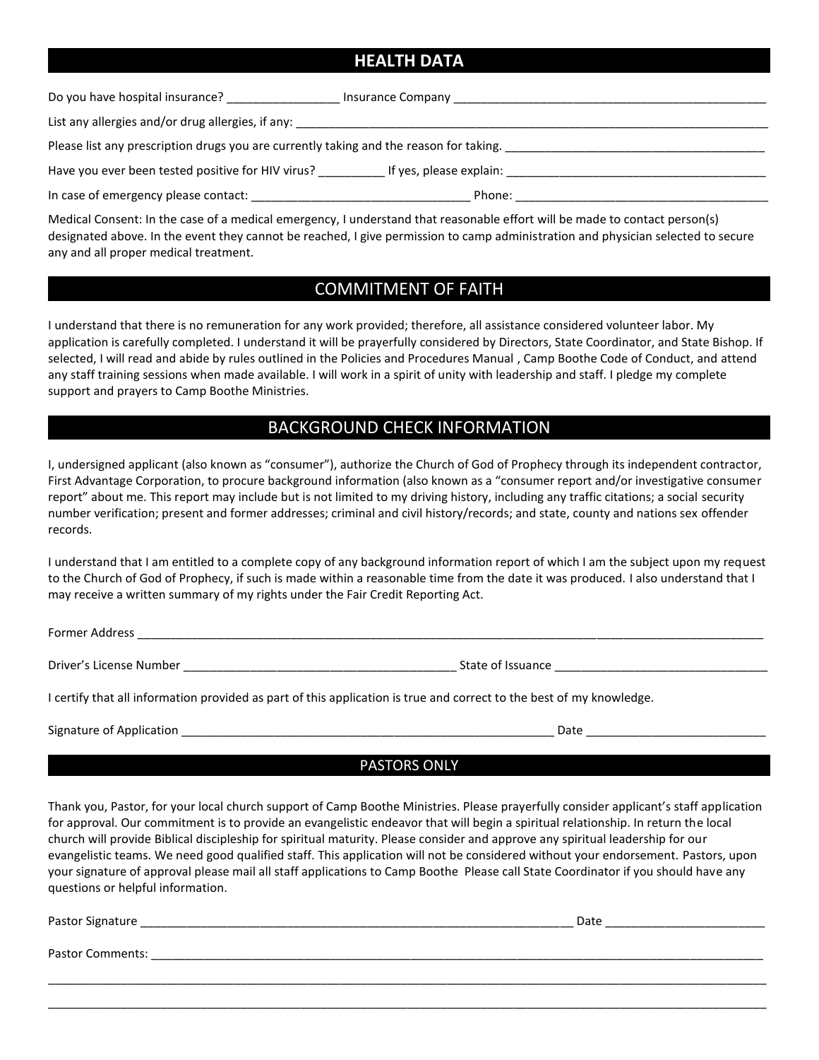## HEALTH DATA

Do you have hospital insurance? ________________ Insurance Company ______________________________________________

List any allergies and/or drug allergies, if any: ___________________________________________________________________

Please list any prescription drugs you are currently taking and the reason for taking. ______________________________________

Have you ever been tested positive for HIV virus? __________ If yes, please explain: ______________________________________

In case of emergency please contact: ________________________________ Phone: ______________________________________

Medical Consent: In the case of a medical emergency, I understand that reasonable effort will be made to contact person(s) designated above. In the event they cannot be reached, I give permission to camp administration and physician selected to secure any and all proper medical treatment.

## COMMITMENT OF FAITH

I understand that there is no remuneration for any work provided; therefore, all assistance considered volunteer labor. My application is carefully completed. I understand it will be prayerfully considered by Directors, State Coordinator, and State Bishop. If selected, I will read and abide by rules outlined in the Policies and Procedures Manual , Camp Boothe Code of Conduct, and attend any staff training sessions when made available. I will work in a spirit of unity with leadership and staff. I pledge my complete support and prayers to Camp Boothe Ministries.

## BACKGROUND CHECK INFORMATION

I, undersigned applicant (also known as "consumer"), authorize the Church of God of Prophecy through its independent contractor, First Advantage Corporation, to procure background information (also known as a "consumer report and/or investigative consumer report" about me. This report may include but is not limited to my driving history, including any traffic citations; a social security number verification; present and former addresses; criminal and civil history/records; and state, county and nations sex offender records.

I understand that I am entitled to a complete copy of any background information report of which I am the subject upon my request to the Church of God of Prophecy, if such is made within a reasonable time from the date it was produced. I also understand that I may receive a written summary of my rights under the Fair Credit Reporting Act.

Former Address ___________________________________________________________________________________________

Driver's License Number ________________________________________ State of Issuance _________________________________

I certify that all information provided as part of this application is true and correct to the best of my knowledge.

Signature of Application __________________________________________________________ Date ___________________________

## PASTORS ONLY

Thank you, Pastor, for your local church support of Camp Boothe Ministries. Please prayerfully consider applicant's staff application for approval. Our commitment is to provide an evangelistic endeavor that will begin a spiritual relationship. In return the local church will provide Biblical discipleship for spiritual maturity. Please consider and approve any spiritual leadership for our evangelistic teams. We need good qualified staff. This application will not be considered without your endorsement. Pastors, upon your signature of approval please mail all staff applications to Camp Boothe Please call State Coordinator if you should have any questions or helpful information.

Pastor Signature ____________________________________________________________________ Date ________________________

Pastor Comments: _________________________________________________________________________________________

__________________________________________________________________________________________________________

__________________________________________________________________________________________________________